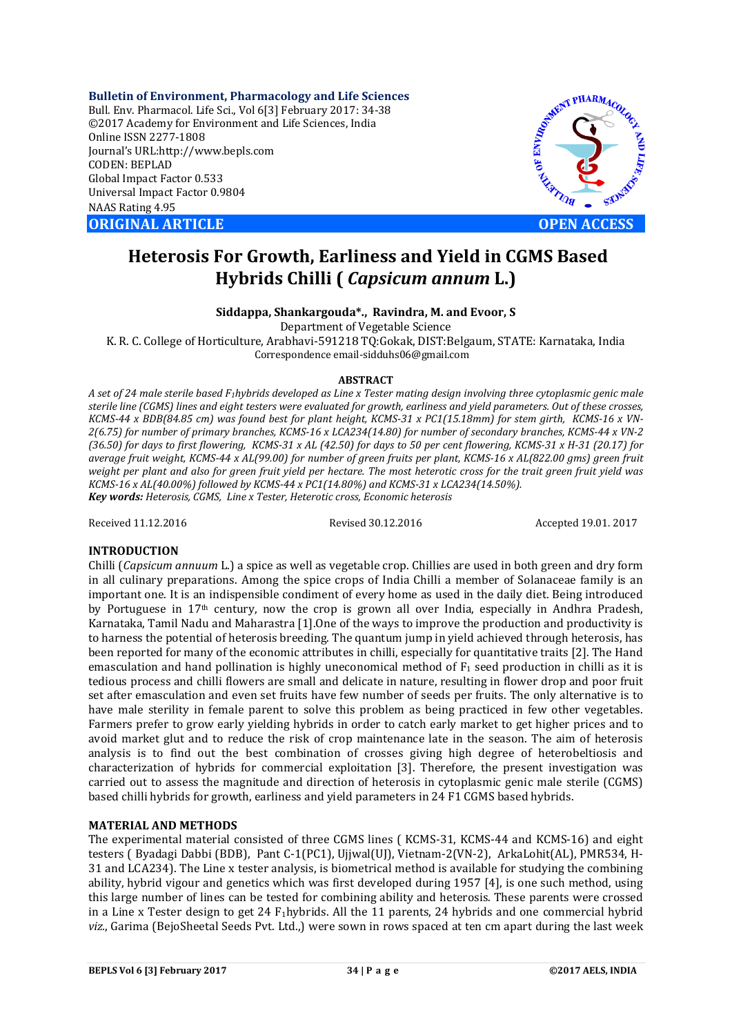# Heterosis For Growth, Earliness and Yield in CGMS Based Hybrids Chilli ( *Capsicum annum* L.)

**Siddappa, Shankargouda\*., Ravindra, M. and Evoor, S**

Department of Vegetable Science

K. R. C. College of Horticulture, Arabhavi-591218 TQ:Gokak, DIST:Belgaum, STATE: Karnataka, India

Correspondence email-sidduhs06@gmail.com

**ABSTRACT**

*A set of 24 male sterile based $F_1$hybrids developed as Line x Tester mating design involving three cytoplasmic genic male sterile line (CGMS) lines and eight testers were evaluated for growth, earliness and yield parameters. Out of these crosses, KCMS-44 x BDB(84.85 cm) was found best for plant height, KCMS-31 x PC1(15.18mm) for stem girth, KCMS-16 x VN-2(6.75) for number of primary branches, KCMS-16 x LCA234(14.80) for number of secondary branches, KCMS-44 x VN-2 (36.50) for days to first flowering, KCMS-31 x AL (42.50) for days to 50 per cent flowering, KCMS-31 x H-31 (20.17) for average fruit weight, KCMS-44 x AL(99.00) for number of green fruits per plant, KCMS-16 x AL(822.00 gms) green fruit weight per plant and also for green fruit yield per hectare. The most heterotic cross for the trait green fruit yield was KCMS-16 x AL(40.00%) followed by KCMS-44 x PC1(14.80%) and KCMS-31 x LCA234(14.50%).*

***Key words:*** *Heterosis, CGMS, Line x Tester, Heterotic cross, Economic heterosis*

Received 11.12.2016 Revised 30.12.2016 Accepted 19.01. 2017

## INTRODUCTION

Chilli (*Capsicum annum* L.) a spice as well as vegetable crop. Chillies are used in both green and dry form in all culinary preparations. Among the spice crops of India Chilli a member of Solanaceae family is an important one. It is an indispensible condiment of every home as used in the daily diet. Being introduced by Portuguese in 17th century, now the crop is grown all over India, especially in Andhra Pradesh, Karnataka, Tamil Nadu and Maharastra [1].One of the ways to improve the production and productivity is to harness the potential of heterosis breeding. The quantum jump in yield achieved through heterosis, has been reported for many of the economic attributes in chilli, especially for quantitative traits [2]. The Hand emasculation and hand pollination is highly uneconomical method of $F_1$ seed production in chilli as it is tedious process and chilli flowers are small and delicate in nature, resulting in flower drop and poor fruit set after emasculation and even set fruits have few number of seeds per fruits. The only alternative is to have male sterility in female parent to solve this problem as being practiced in few other vegetables. Farmers prefer to grow early yielding hybrids in order to catch early market to get higher prices and to avoid market glut and to reduce the risk of crop maintenance late in the season. The aim of heterosis analysis is to find out the best combination of crosses giving high degree of heterobeltiosis and characterization of hybrids for commercial exploitation [3]. Therefore, the present investigation was carried out to assess the magnitude and direction of heterosis in cytoplasmic genic male sterile (CGMS) based chilli hybrids for growth, earliness and yield parameters in 24 F1 CGMS based hybrids.

## MATERIAL AND METHODS

The experimental material consisted of three CGMS lines ( KCMS-31, KCMS-44 and KCMS-16) and eight testers ( Byadagi Dabbi (BDB), Pant C-1(PC1), Ujjwal(UJ), Vietnam-2(VN-2), ArkaLohit(AL), PMR534, H-31 and LCA234). The Line x tester analysis, is biometrical method is available for studying the combining ability, hybrid vigour and genetics which was first developed during 1957 [4], is one such method, using this large number of lines can be tested for combining ability and heterosis. These parents were crossed in a Line x Tester design to get 24 $F_1$hybrids. All the 11 parents, 24 hybrids and one commercial hybrid *viz.*, Garima (BejoSheetal Seeds Pvt. Ltd.,) were sown in rows spaced at ten cm apart during the last week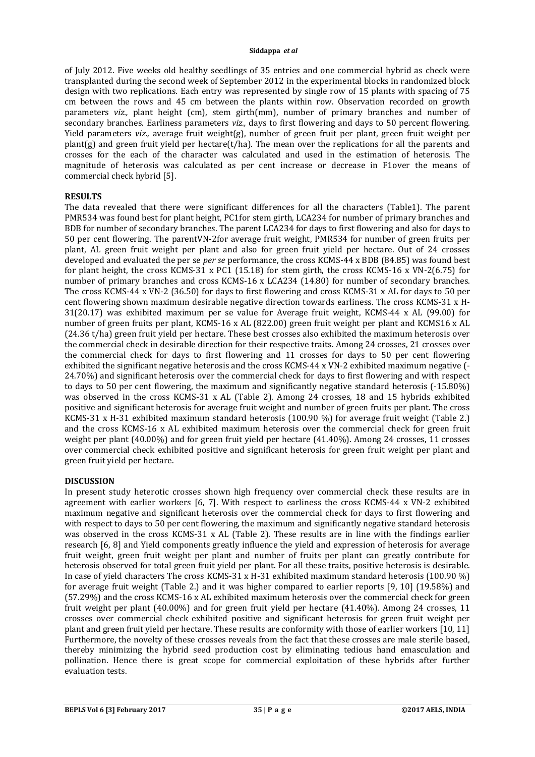of July 2012. Five weeks old healthy seedlings of 35 entries and one commercial hybrid as check were transplanted during the second week of September 2012 in the experimental blocks in randomized block design with two replications. Each entry was represented by single row of 15 plants with spacing of 75 cm between the rows and 45 cm between the plants within row. Observation recorded on growth parameters *viz.,* plant height (cm), stem girth(mm), number of primary branches and number of secondary branches. Earliness parameters *viz.,* days to first flowering and days to 50 percent flowering. Yield parameters *viz.,* average fruit weight(g), number of green fruit per plant, green fruit weight per plant(g) and green fruit yield per hectare(t/ha). The mean over the replications for all the parents and crosses for the each of the character was calculated and used in the estimation of heterosis. The magnitude of heterosis was calculated as per cent increase or decrease in F1over the means of commercial check hybrid [5].

## RESULTS

The data revealed that there were significant differences for all the characters (Table1). The parent PMR534 was found best for plant height, PC1for stem girth, LCA234 for number of primary branches and BDB for number of secondary branches. The parent LCA234 for days to first flowering and also for days to 50 per cent flowering. The parentVN-2for average fruit weight, PMR534 for number of green fruits per plant, AL green fruit weight per plant and also for green fruit yield per hectare. Out of 24 crosses developed and evaluated the per se *per se* performance, the cross KCMS-44 x BDB (84.85) was found best for plant height, the cross KCMS-31 x PC1 (15.18) for stem girth, the cross KCMS-16 x VN-2(6.75) for number of primary branches and cross KCMS-16 x LCA234 (14.80) for number of secondary branches. The cross KCMS-44 x VN-2 (36.50) for days to first flowering and cross KCMS-31 x AL for days to 50 per cent flowering shown maximum desirable negative direction towards earliness. The cross KCMS-31 x H-31(20.17) was exhibited maximum per se value for Average fruit weight, KCMS-44 x AL (99.00) for number of green fruits per plant, KCMS-16 x AL (822.00) green fruit weight per plant and KCMS16 x AL (24.36 t/ha) green fruit yield per hectare. These best crosses also exhibited the maximum heterosis over the commercial check in desirable direction for their respective traits. Among 24 crosses, 21 crosses over the commercial check for days to first flowering and 11 crosses for days to 50 per cent flowering exhibited the significant negative heterosis and the cross KCMS-44 x VN-2 exhibited maximum negative (-24.70%) and significant heterosis over the commercial check for days to first flowering and with respect to days to 50 per cent flowering, the maximum and significantly negative standard heterosis (-15.80%) was observed in the cross KCMS-31 x AL (Table 2). Among 24 crosses, 18 and 15 hybrids exhibited positive and significant heterosis for average fruit weight and number of green fruits per plant. The cross KCMS-31 x H-31 exhibited maximum standard heterosis (100.90 %) for average fruit weight (Table 2.) and the cross KCMS-16 x AL exhibited maximum heterosis over the commercial check for green fruit weight per plant (40.00%) and for green fruit yield per hectare (41.40%). Among 24 crosses, 11 crosses over commercial check exhibited positive and significant heterosis for green fruit weight per plant and green fruit yield per hectare.

## DISCUSSION

In present study heterotic crosses shown high frequency over commercial check these results are in agreement with earlier workers [6, 7]. With respect to earliness the cross KCMS-44 x VN-2 exhibited maximum negative and significant heterosis over the commercial check for days to first flowering and with respect to days to 50 per cent flowering, the maximum and significantly negative standard heterosis was observed in the cross KCMS-31 x AL (Table 2). These results are in line with the findings earlier research [6, 8] and Yield components greatly influence the yield and expression of heterosis for average fruit weight, green fruit weight per plant and number of fruits per plant can greatly contribute for heterosis observed for total green fruit yield per plant. For all these traits, positive heterosis is desirable. In case of yield characters The cross KCMS-31 x H-31 exhibited maximum standard heterosis (100.90 %) for average fruit weight (Table 2.) and it was higher compared to earlier reports [9, 10] (19.58%) and (57.29%) and the cross KCMS-16 x AL exhibited maximum heterosis over the commercial check for green fruit weight per plant (40.00%) and for green fruit yield per hectare (41.40%). Among 24 crosses, 11 crosses over commercial check exhibited positive and significant heterosis for green fruit weight per plant and green fruit yield per hectare. These results are conformity with those of earlier workers [10, 11] Furthermore, the novelty of these crosses reveals from the fact that these crosses are male sterile based, thereby minimizing the hybrid seed production cost by eliminating tedious hand emasculation and pollination. Hence there is great scope for commercial exploitation of these hybrids after further evaluation tests.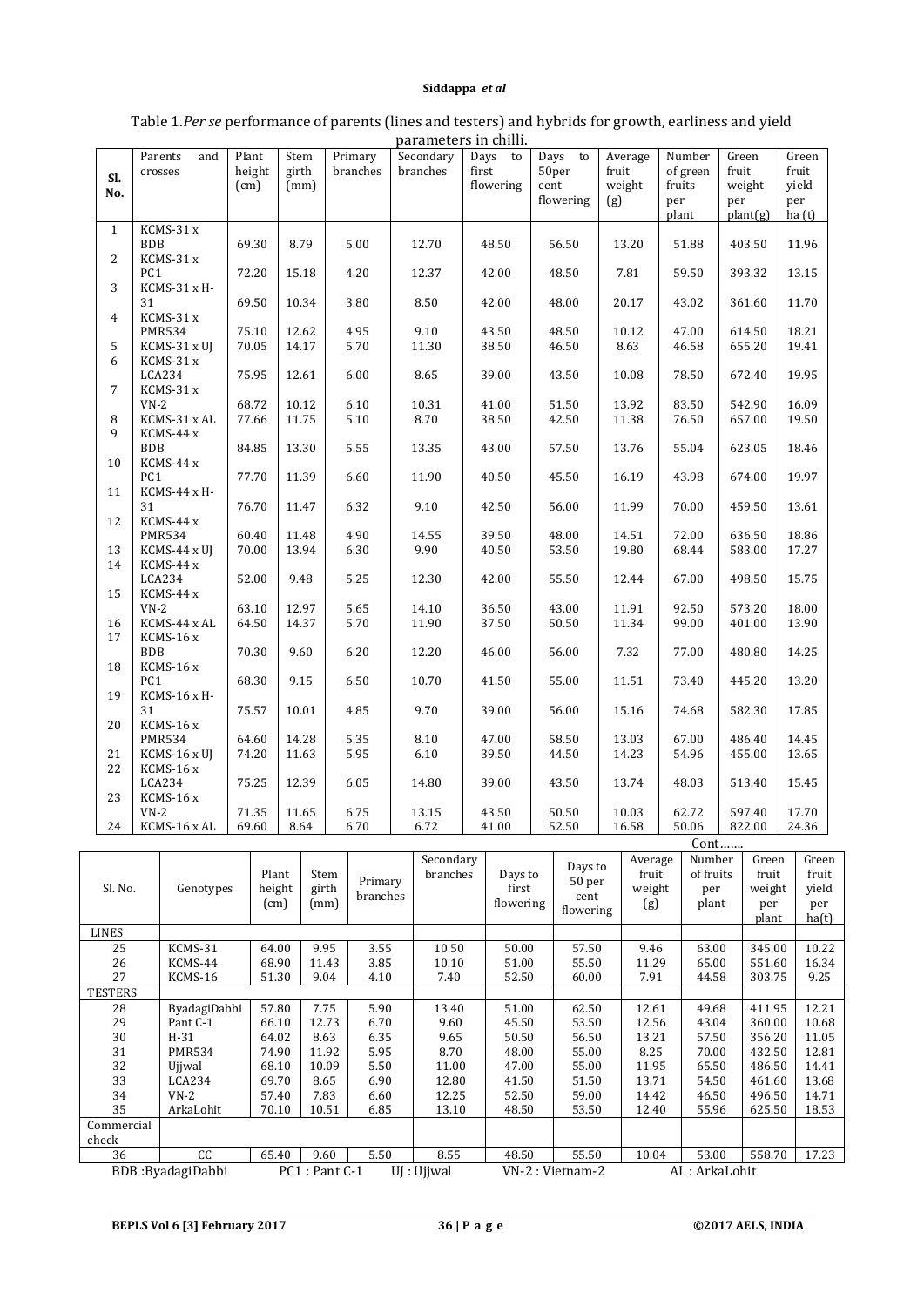Table 1.*Per se* performance of parents (lines and testers) and hybrids for growth, earliness and yield parameters in chilli.

| Sl. No. | Parents and crosses | Plant height (cm) | Stem girth (mm) | Primary branches | Secondary branches | Days to first flowering | Days to 50per cent flowering | Average fruit weight (g) | Number of green fruits per plant | Green fruit weight per plant(g) | Green fruit yield per ha (t) |
|---|---|---|---|---|---|---|---|---|---|---|---|
| 1 | KCMS-31 x BDB | 69.30 | 8.79 | 5.00 | 12.70 | 48.50 | 56.50 | 13.20 | 51.88 | 403.50 | 11.96 |
| 2 | KCMS-31 x PC1 | 72.20 | 15.18 | 4.20 | 12.37 | 42.00 | 48.50 | 7.81 | 59.50 | 393.32 | 13.15 |
| 3 | KCMS-31 x H-31 | 69.50 | 10.34 | 3.80 | 8.50 | 42.00 | 48.00 | 20.17 | 43.02 | 361.60 | 11.70 |
| 4 | KCMS-31 x PMR534 | 75.10 | 12.62 | 4.95 | 9.10 | 43.50 | 48.50 | 10.12 | 47.00 | 614.50 | 18.21 |
| 5 | KCMS-31 x UJ | 70.05 | 14.17 | 5.70 | 11.30 | 38.50 | 46.50 | 8.63 | 46.58 | 655.20 | 19.41 |
| 6 | KCMS-31 x LCA234 | 75.95 | 12.61 | 6.00 | 8.65 | 39.00 | 43.50 | 10.08 | 78.50 | 672.40 | 19.95 |
| 7 | KCMS-31 x VN-2 | 68.72 | 10.12 | 6.10 | 10.31 | 41.00 | 51.50 | 13.92 | 83.50 | 542.90 | 16.09 |
| 8 | KCMS-31 x AL | 77.66 | 11.75 | 5.10 | 8.70 | 38.50 | 42.50 | 11.38 | 76.50 | 657.00 | 19.50 |
| 9 | KCMS-44 x BDB | 84.85 | 13.30 | 5.55 | 13.35 | 43.00 | 57.50 | 13.76 | 55.04 | 623.05 | 18.46 |
| 10 | KCMS-44 x PC1 | 77.70 | 11.39 | 6.60 | 11.90 | 40.50 | 45.50 | 16.19 | 43.98 | 674.00 | 19.97 |
| 11 | KCMS-44 x H-31 | 76.70 | 11.47 | 6.32 | 9.10 | 42.50 | 56.00 | 11.99 | 70.00 | 459.50 | 13.61 |
| 12 | KCMS-44 x PMR534 | 60.40 | 11.48 | 4.90 | 14.55 | 39.50 | 48.00 | 14.51 | 72.00 | 636.50 | 18.86 |
| 13 | KCMS-44 x UJ | 70.00 | 13.94 | 6.30 | 9.90 | 40.50 | 53.50 | 19.80 | 68.44 | 583.00 | 17.27 |
| 14 | KCMS-44 x LCA234 | 52.00 | 9.48 | 5.25 | 12.30 | 42.00 | 55.50 | 12.44 | 67.00 | 498.50 | 15.75 |
| 15 | KCMS-44 x VN-2 | 63.10 | 12.97 | 5.65 | 14.10 | 36.50 | 43.00 | 11.91 | 92.50 | 573.20 | 18.00 |
| 16 | KCMS-44 x AL | 64.50 | 14.37 | 5.70 | 11.90 | 37.50 | 50.50 | 11.34 | 99.00 | 401.00 | 13.90 |
| 17 | KCMS-16 x BDB | 70.30 | 9.60 | 6.20 | 12.20 | 46.00 | 56.00 | 7.32 | 77.00 | 480.80 | 14.25 |
| 18 | KCMS-16 x PC1 | 68.30 | 9.15 | 6.50 | 10.70 | 41.50 | 55.00 | 11.51 | 73.40 | 445.20 | 13.20 |
| 19 | KCMS-16 x H-31 | 75.57 | 10.01 | 4.85 | 9.70 | 39.00 | 56.00 | 15.16 | 74.68 | 582.30 | 17.85 |
| 20 | KCMS-16 x PMR534 | 64.60 | 14.28 | 5.35 | 8.10 | 47.00 | 58.50 | 13.03 | 67.00 | 486.40 | 14.45 |
| 21 | KCMS-16 x UJ | 74.20 | 11.63 | 5.95 | 6.10 | 39.50 | 44.50 | 14.23 | 54.96 | 455.00 | 13.65 |
| 22 | KCMS-16 x LCA234 | 75.25 | 12.39 | 6.05 | 14.80 | 39.00 | 43.50 | 13.74 | 48.03 | 513.40 | 15.45 |
| 23 | KCMS-16 x VN-2 | 71.35 | 11.65 | 6.75 | 13.15 | 43.50 | 50.50 | 10.03 | 62.72 | 597.40 | 17.70 |
| 24 | KCMS-16 x AL | 69.60 | 8.64 | 6.70 | 6.72 | 41.00 | 52.50 | 16.58 | 50.06 | 822.00 | 24.36 |

Cont…….

| Sl. No. | Genotypes | Plant height (cm) | Stem girth (mm) | Primary branches | Secondary branches | Days to first flowering | Days to 50 per cent flowering | Average fruit weight (g) | Number of fruits per plant | Green fruit weight per plant | Green fruit yield per ha(t) |
|---|---|---|---|---|---|---|---|---|---|---|---|
| LINES | | | | | | | | | | | |
| 25 | KCMS-31 | 64.00 | 9.95 | 3.55 | 10.50 | 50.00 | 57.50 | 9.46 | 63.00 | 345.00 | 10.22 |
| 26 | KCMS-44 | 68.90 | 11.43 | 3.85 | 10.10 | 51.00 | 55.50 | 11.29 | 65.00 | 551.60 | 16.34 |
| 27 | KCMS-16 | 51.30 | 9.04 | 4.10 | 7.40 | 52.50 | 60.00 | 7.91 | 44.58 | 303.75 | 9.25 |
| TESTERS | | | | | | | | | | | |
| 28 | ByadagiDabbi | 57.80 | 7.75 | 5.90 | 13.40 | 51.00 | 62.50 | 12.61 | 49.68 | 411.95 | 12.21 |
| 29 | Pant C-1 | 66.10 | 12.73 | 6.70 | 9.60 | 45.50 | 53.50 | 12.56 | 43.04 | 360.00 | 10.68 |
| 30 | H-31 | 64.02 | 8.63 | 6.35 | 9.65 | 50.50 | 56.50 | 13.21 | 57.50 | 356.20 | 11.05 |
| 31 | PMR534 | 74.90 | 11.92 | 5.95 | 8.70 | 48.00 | 55.00 | 8.25 | 70.00 | 432.50 | 12.81 |
| 32 | Ujjwal | 68.10 | 10.09 | 5.50 | 11.00 | 47.00 | 55.00 | 11.95 | 65.50 | 486.50 | 14.41 |
| 33 | LCA234 | 69.70 | 8.65 | 6.90 | 12.80 | 41.50 | 51.50 | 13.71 | 54.50 | 461.60 | 13.68 |
| 34 | VN-2 | 57.40 | 7.83 | 6.60 | 12.25 | 52.50 | 59.00 | 14.42 | 46.50 | 496.50 | 14.71 |
| 35 | ArkaLohit | 70.10 | 10.51 | 6.85 | 13.10 | 48.50 | 53.50 | 12.40 | 55.96 | 625.50 | 18.53 |
| Commercial check | | | | | | | | | | | |
| 36 | CC | 65.40 | 9.60 | 5.50 | 8.55 | 48.50 | 55.50 | 10.04 | 53.00 | 558.70 | 17.23 |

BDB :ByadagiDabbi PC1 : Pant C-1 UJ : Ujjwal VN-2 : Vietnam-2 AL : ArkaLohit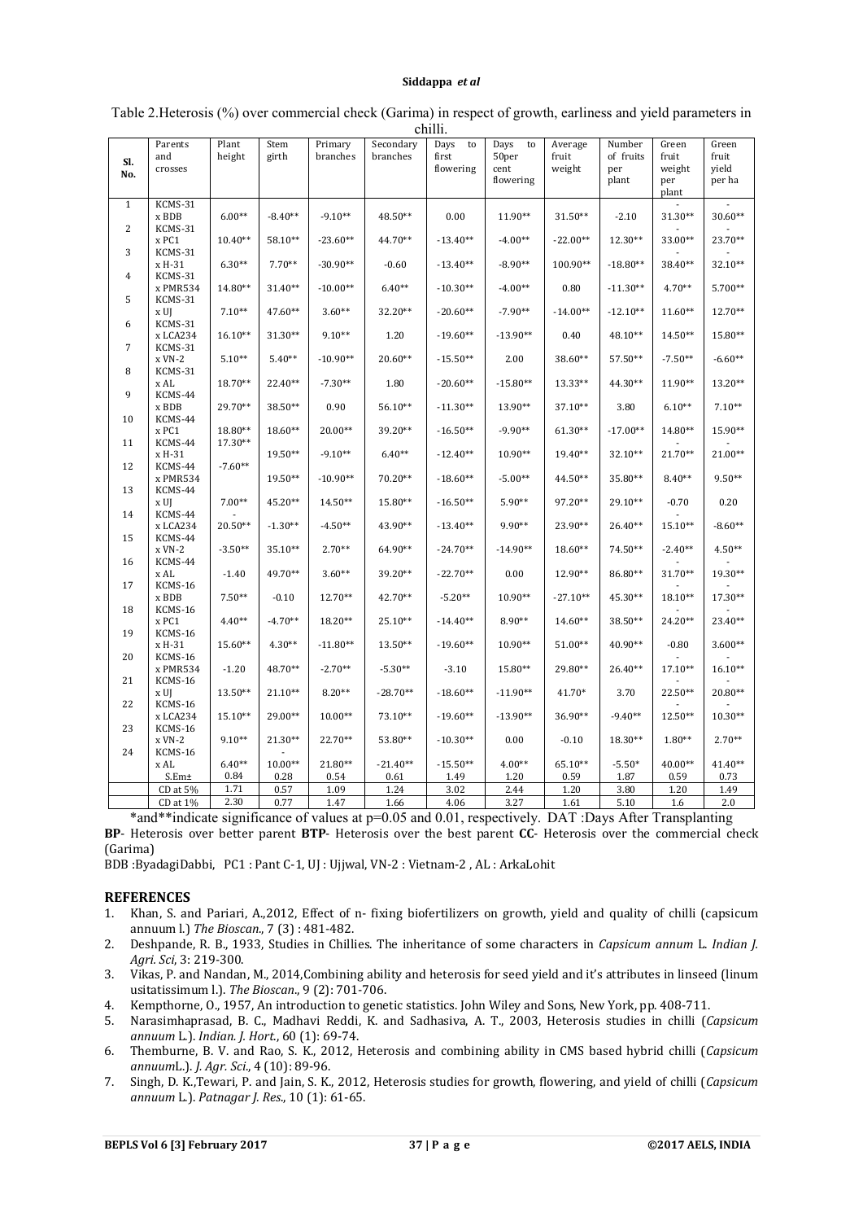Table 2.Heterosis (%) over commercial check (Garima) in respect of growth, earliness and yield parameters in chilli.

| Sl. No. | Parents and crosses | Plant height | Stem girth | Primary branches | Secondary branches | Days to first flowering | Days to 50per cent flowering | Average fruit weight | Number of fruits per plant | Green fruit weight per plant | Green fruit yield per ha |
|---|---|---|---|---|---|---|---|---|---|---|---|
| 1 | KCMS-31 x BDB | 6.00** | -8.40** | -9.10** | 48.50** | 0.00 | 11.90** | 31.50** | -2.10 | -31.30** | -30.60** |
| 2 | KCMS-31 x PC1 | 10.40** | 58.10** | -23.60** | 44.70** | -13.40** | -4.00** | -22.00** | 12.30** | -33.00** | -23.70** |
| 3 | KCMS-31 x H-31 | 6.30** | 7.70** | -30.90** | -0.60 | -13.40** | -8.90** | 100.90** | -18.80** | -38.40** | -32.10** |
| 4 | KCMS-31 x PMR534 | 14.80** | 31.40** | -10.00** | 6.40** | -10.30** | -4.00** | 0.80 | -11.30** | 4.70** | 5.700** |
| 5 | KCMS-31 x UJ | 7.10** | 47.60** | 3.60** | 32.20** | -20.60** | -7.90** | -14.00** | -12.10** | 11.60** | 12.70** |
| 6 | KCMS-31 x LCA234 | 16.10** | 31.30** | 9.10** | 1.20 | -19.60** | -13.90** | 0.40 | 48.10** | 14.50** | 15.80** |
| 7 | KCMS-31 x VN-2 | 5.10** | 5.40** | -10.90** | 20.60** | -15.50** | 2.00 | 38.60** | 57.50** | -7.50** | -6.60** |
| 8 | KCMS-31 x AL | 18.70** | 22.40** | -7.30** | 1.80 | -20.60** | -15.80** | 13.33** | 44.30** | 11.90** | 13.20** |
| 9 | KCMS-44 x BDB | 29.70** | 38.50** | 0.90 | 56.10** | -11.30** | 13.90** | 37.10** | 3.80 | 6.10** | 7.10** |
| 10 | KCMS-44 x PC1 | 18.80** | 18.60** | 20.00** | 39.20** | -16.50** | -9.90** | 61.30** | -17.00** | 14.80** | 15.90** |
| 11 | KCMS-44 x H-31 | 17.30** | 19.50** | -9.10** | 6.40** | -12.40** | 10.90** | 19.40** | 32.10** | -21.70** | -21.00** |
| 12 | KCMS-44 x PMR534 | -7.60** | 19.50** | -10.90** | 70.20** | -18.60** | -5.00** | 44.50** | 35.80** | 8.40** | 9.50** |
| 13 | KCMS-44 x UJ | 7.00** | 45.20** | 14.50** | 15.80** | -16.50** | 5.90** | 97.20** | 29.10** | -0.70 | 0.20 |
| 14 | KCMS-44 x LCA234 | -20.50** | -1.30** | -4.50** | 43.90** | -13.40** | 9.90** | 23.90** | 26.40** | -15.10** | -8.60** |
| 15 | KCMS-44 x VN-2 | -3.50** | 35.10** | 2.70** | 64.90** | -24.70** | -14.90** | 18.60** | 74.50** | -2.40** | 4.50** |
| 16 | KCMS-44 x AL | -1.40 | 49.70** | 3.60** | 39.20** | -22.70** | 0.00 | 12.90** | 86.80** | -31.70** | -19.30** |
| 17 | KCMS-16 x BDB | 7.50** | -0.10 | 12.70** | 42.70** | -5.20** | 10.90** | -27.10** | 45.30** | -18.10** | -17.30** |
| 18 | KCMS-16 x PC1 | 4.40** | -4.70** | 18.20** | 25.10** | -14.40** | 8.90** | 14.60** | 38.50** | -24.20** | -23.40** |
| 19 | KCMS-16 x H-31 | 15.60** | 4.30** | -11.80** | 13.50** | -19.60** | 10.90** | 51.00** | 40.90** | -0.80 | 3.600** |
| 20 | KCMS-16 x PMR534 | -1.20 | 48.70** | -2.70** | -5.30** | -3.10 | 15.80** | 29.80** | 26.40** | -17.10** | -16.10** |
| 21 | KCMS-16 x UJ | 13.50** | 21.10** | 8.20** | -28.70** | -18.60** | -11.90** | 41.70* | 3.70 | -22.50** | -20.80** |
| 22 | KCMS-16 x LCA234 | 15.10** | 29.00** | 10.00** | 73.10** | -19.60** | -13.90** | 36.90** | -9.40** | -12.50** | -10.30** |
| 23 | KCMS-16 x VN-2 | 9.10** | 21.30** | 22.70** | 53.80** | -10.30** | 0.00 | -0.10 | 18.30** | 1.80** | 2.70** |
| 24 | KCMS-16 x AL | 6.40** | -10.00** | 21.80** | -21.40** | -15.50** | 4.00** | 65.10** | -5.50* | 40.00** | 41.40** |
| | S.Em± | 0.84 | 0.28 | 0.54 | 0.61 | 1.49 | 1.20 | 0.59 | 1.87 | 0.59 | 0.73 |
| | CD at 5% | 1.71 | 0.57 | 1.09 | 1.24 | 3.02 | 2.44 | 1.20 | 3.80 | 1.20 | 1.49 |
| | CD at 1% | 2.30 | 0.77 | 1.47 | 1.66 | 4.06 | 3.27 | 1.61 | 5.10 | 1.6 | 2.0 |

*and**indicate significance of values at p=0.05 and 0.01, respectively. DAT :Days After Transplanting

**BP**- Heterosis over better parent **BTP**- Heterosis over the best parent **CC**- Heterosis over the commercial check (Garima)

BDB :ByadagiDabbi, PC1 : Pant C-1, UJ : Ujjwal, VN-2 : Vietnam-2 , AL : ArkaLohit

## REFERENCES

1. Khan, S. and Pariari, A.,2012, Effect of n- fixing biofertilizers on growth, yield and quality of chilli (capsicum annuum l.) *The Bioscan*., 7 (3) : 481-482.
2. Deshpande, R. B., 1933, Studies in Chillies. The inheritance of some characters in *Capsicum annum* L. *Indian J. Agri. Sci*, 3: 219-300.
3. Vikas, P. and Nandan, M., 2014,Combining ability and heterosis for seed yield and it's attributes in linseed (linum usitatissimum l.). *The Bioscan*., 9 (2): 701-706.
4. Kempthorne, O., 1957, An introduction to genetic statistics. John Wiley and Sons, New York, pp. 408-711.
5. Narasimhaprasad, B. C., Madhavi Reddi, K. and Sadhasiva, A. T., 2003, Heterosis studies in chilli (*Capsicum annuum* L.). *Indian. J. Hort*., 60 (1): 69-74.
6. Themburne, B. V. and Rao, S. K., 2012, Heterosis and combining ability in CMS based hybrid chilli (*Capsicum annuum*L.). *J. Agr. Sci*., 4 (10): 89-96.
7. Singh, D. K.,Tewari, P. and Jain, S. K., 2012, Heterosis studies for growth, flowering, and yield of chilli (*Capsicum annuum* L.). *Patnagar J. Res*., 10 (1): 61-65.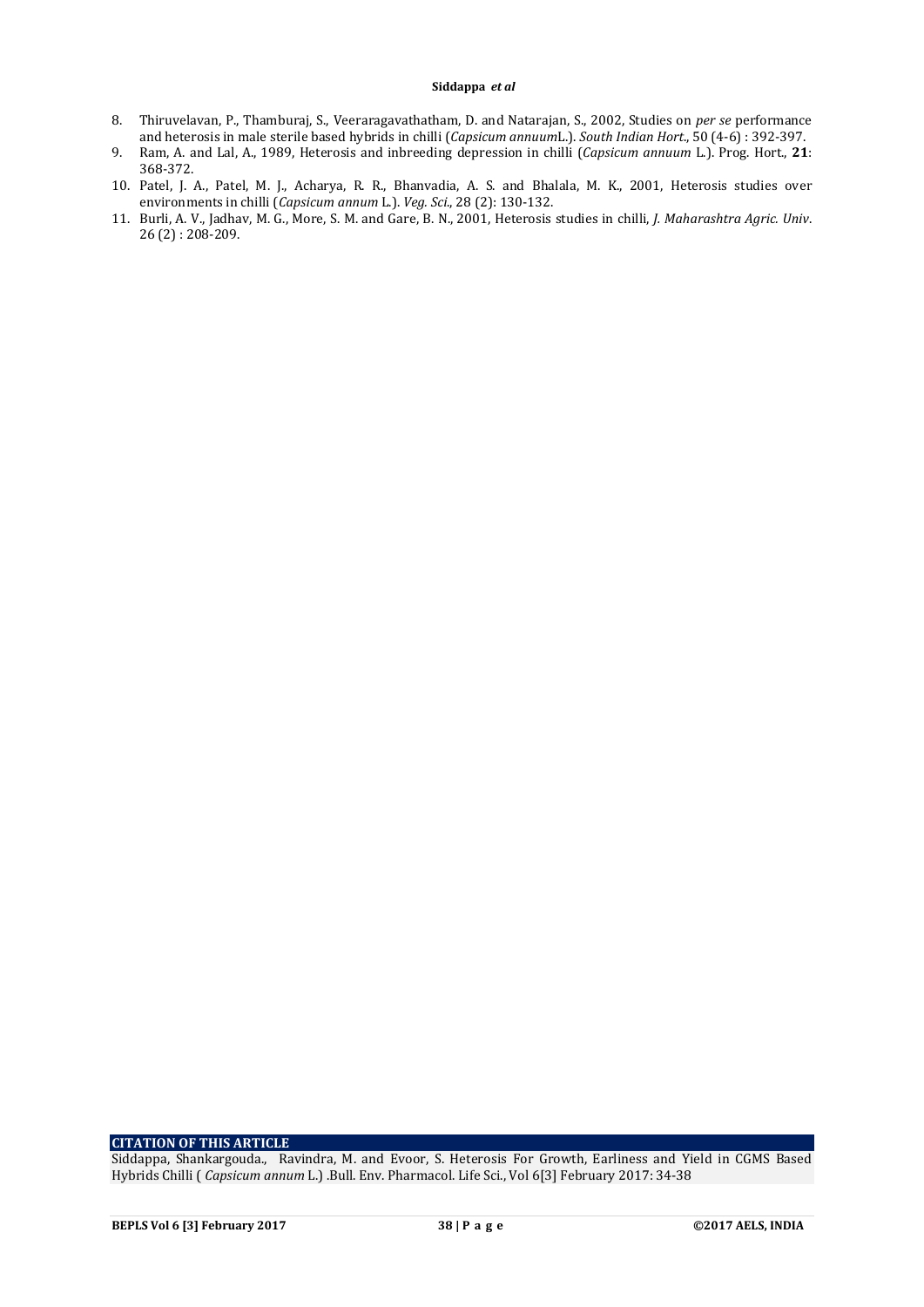8. Thiruvelavan, P., Thamburaj, S., Veeraragavathatham, D. and Natarajan, S., 2002, Studies on *per se* performance and heterosis in male sterile based hybrids in chilli (*Capsicum annuum*L.). *South Indian Hort*., 50 (4-6) : 392-397.
9. Ram, A. and Lal, A., 1989, Heterosis and inbreeding depression in chilli (*Capsicum annuum* L.). Prog. Hort., **21**: 368-372.
10. Patel, J. A., Patel, M. J., Acharya, R. R., Bhanvadia, A. S. and Bhalala, M. K., 2001, Heterosis studies over environments in chilli (*Capsicum annum* L.). *Veg. Sci*., 28 (2): 130-132.
11. Burli, A. V., Jadhav, M. G., More, S. M. and Gare, B. N., 2001, Heterosis studies in chilli, *J. Maharashtra Agric. Univ*. 26 (2) : 208-209.

**CITATION OF THIS ARTICLE**

Siddappa, Shankargouda., Ravindra, M. and Evoor, S. Heterosis For Growth, Earliness and Yield in CGMS Based Hybrids Chilli ( *Capsicum annum* L.) .Bull. Env. Pharmacol. Life Sci., Vol 6[3] February 2017: 34-38